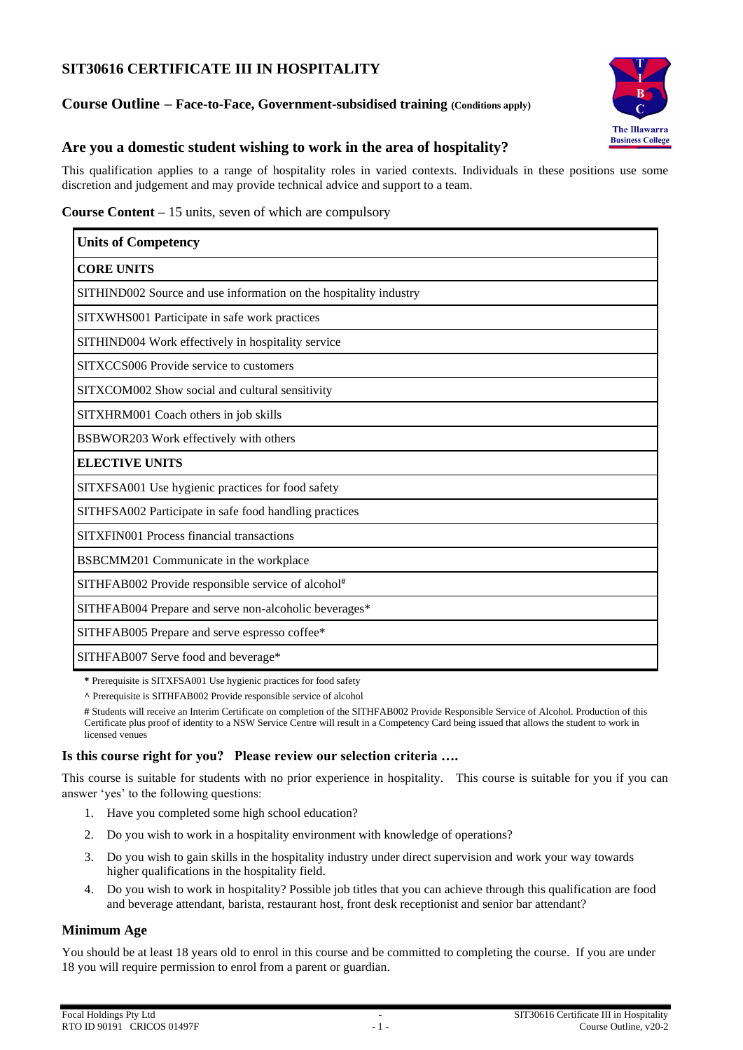# SIT30616 CERTIFICATE III IN HOSPITALITY

## Course Outline – Face-to-Face, Government-subsidised training (Conditions apply)

## Are you a domestic student wishing to work in the area of hospitality?

This qualification applies to a range of hospitality roles in varied contexts. Individuals in these positions use some discretion and judgement and may provide technical advice and support to a team.

**Course Content** – 15 units, seven of which are compulsory

| Units of Competency |
|---|
| **CORE UNITS** |
| SITHIND002 Source and use information on the hospitality industry |
| SITXWHS001 Participate in safe work practices |
| SITHIND004 Work effectively in hospitality service |
| SITXCCS006 Provide service to customers |
| SITXCOM002 Show social and cultural sensitivity |
| SITXHRM001 Coach others in job skills |
| BSBWOR203 Work effectively with others |
| **ELECTIVE UNITS** |
| SITXFSA001 Use hygienic practices for food safety |
| SITHFSA002 Participate in safe food handling practices |
| SITXFIN001 Process financial transactions |
| BSBCMM201 Communicate in the workplace |
| SITHFAB002 Provide responsible service of alcohol# |
| SITHFAB004 Prepare and serve non-alcoholic beverages* |
| SITHFAB005 Prepare and serve espresso coffee* |
| SITHFAB007 Serve food and beverage* |

**\*** Prerequisite is SITXFSA001 Use hygienic practices for food safety

**^** Prerequisite is SITHFAB002 Provide responsible service of alcohol

**#** Students will receive an Interim Certificate on completion of the SITHFAB002 Provide Responsible Service of Alcohol. Production of this Certificate plus proof of identity to a NSW Service Centre will result in a Competency Card being issued that allows the student to work in licensed venues

### Is this course right for you? Please review our selection criteria ….

This course is suitable for students with no prior experience in hospitality. This course is suitable for you if you can answer 'yes' to the following questions:

1. Have you completed some high school education?
2. Do you wish to work in a hospitality environment with knowledge of operations?
3. Do you wish to gain skills in the hospitality industry under direct supervision and work your way towards higher qualifications in the hospitality field.
4. Do you wish to work in hospitality? Possible job titles that you can achieve through this qualification are food and beverage attendant, barista, restaurant host, front desk receptionist and senior bar attendant?

### Minimum Age

You should be at least 18 years old to enrol in this course and be committed to completing the course. If you are under 18 you will require permission to enrol from a parent or guardian.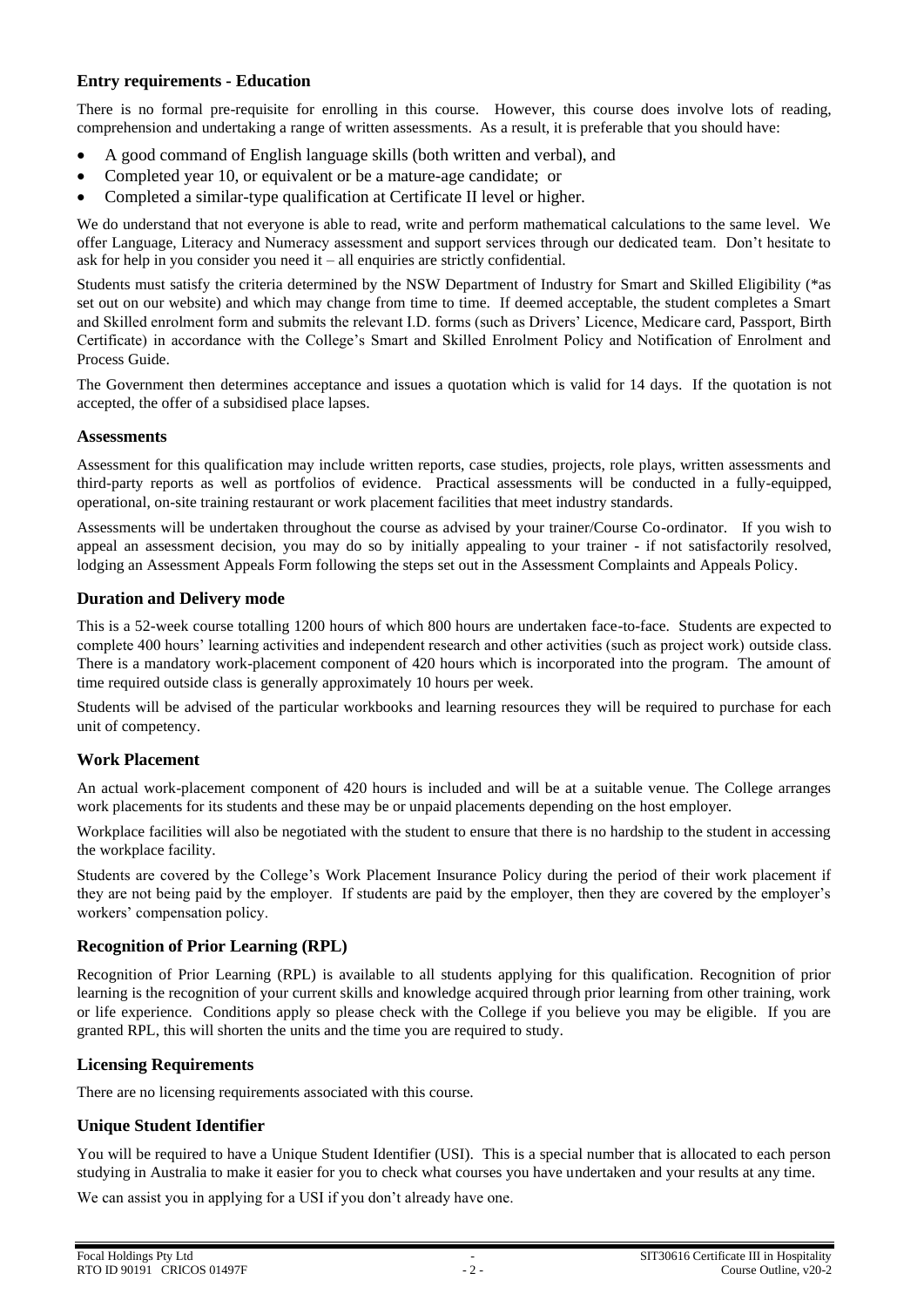## Entry requirements - Education

There is no formal pre-requisite for enrolling in this course. However, this course does involve lots of reading, comprehension and undertaking a range of written assessments. As a result, it is preferable that you should have:

- A good command of English language skills (both written and verbal), and
- Completed year 10, or equivalent or be a mature-age candidate; or
- Completed a similar-type qualification at Certificate II level or higher.

We do understand that not everyone is able to read, write and perform mathematical calculations to the same level. We offer Language, Literacy and Numeracy assessment and support services through our dedicated team. Don't hesitate to ask for help in you consider you need it – all enquiries are strictly confidential.

Students must satisfy the criteria determined by the NSW Department of Industry for Smart and Skilled Eligibility (*as set out on our website) and which may change from time to time. If deemed acceptable, the student completes a Smart and Skilled enrolment form and submits the relevant I.D. forms (such as Drivers' Licence, Medicare card, Passport, Birth Certificate) in accordance with the College's Smart and Skilled Enrolment Policy and Notification of Enrolment and Process Guide.

The Government then determines acceptance and issues a quotation which is valid for 14 days. If the quotation is not accepted, the offer of a subsidised place lapses.

## Assessments

Assessment for this qualification may include written reports, case studies, projects, role plays, written assessments and third-party reports as well as portfolios of evidence. Practical assessments will be conducted in a fully-equipped, operational, on-site training restaurant or work placement facilities that meet industry standards.

Assessments will be undertaken throughout the course as advised by your trainer/Course Co-ordinator. If you wish to appeal an assessment decision, you may do so by initially appealing to your trainer - if not satisfactorily resolved, lodging an Assessment Appeals Form following the steps set out in the Assessment Complaints and Appeals Policy.

## Duration and Delivery mode

This is a 52-week course totalling 1200 hours of which 800 hours are undertaken face-to-face. Students are expected to complete 400 hours' learning activities and independent research and other activities (such as project work) outside class. There is a mandatory work-placement component of 420 hours which is incorporated into the program. The amount of time required outside class is generally approximately 10 hours per week.

Students will be advised of the particular workbooks and learning resources they will be required to purchase for each unit of competency.

## Work Placement

An actual work-placement component of 420 hours is included and will be at a suitable venue. The College arranges work placements for its students and these may be or unpaid placements depending on the host employer.

Workplace facilities will also be negotiated with the student to ensure that there is no hardship to the student in accessing the workplace facility.

Students are covered by the College's Work Placement Insurance Policy during the period of their work placement if they are not being paid by the employer. If students are paid by the employer, then they are covered by the employer's workers' compensation policy.

## Recognition of Prior Learning (RPL)

Recognition of Prior Learning (RPL) is available to all students applying for this qualification. Recognition of prior learning is the recognition of your current skills and knowledge acquired through prior learning from other training, work or life experience. Conditions apply so please check with the College if you believe you may be eligible. If you are granted RPL, this will shorten the units and the time you are required to study.

## Licensing Requirements

There are no licensing requirements associated with this course.

## Unique Student Identifier

You will be required to have a Unique Student Identifier (USI). This is a special number that is allocated to each person studying in Australia to make it easier for you to check what courses you have undertaken and your results at any time.

We can assist you in applying for a USI if you don't already have one.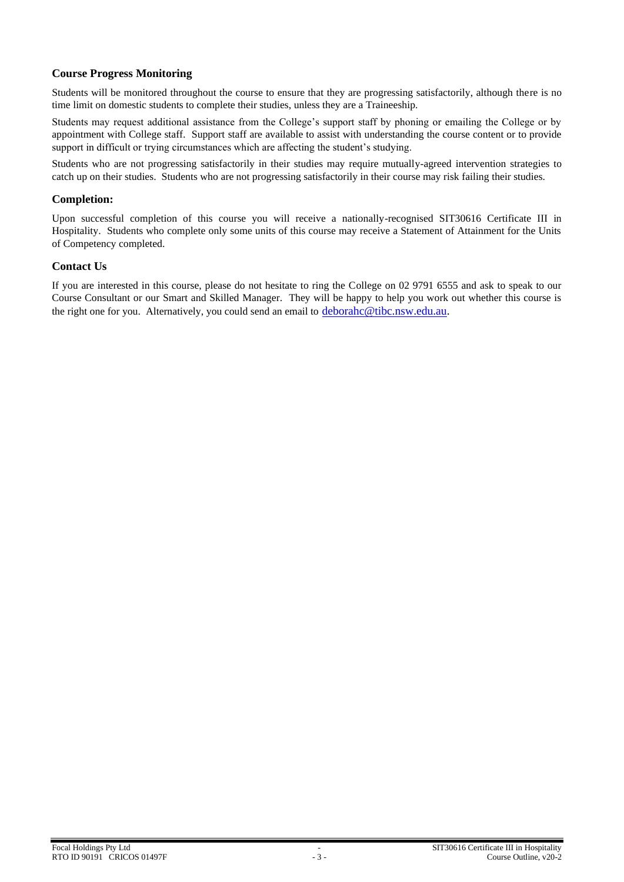## Course Progress Monitoring

Students will be monitored throughout the course to ensure that they are progressing satisfactorily, although there is no time limit on domestic students to complete their studies, unless they are a Traineeship.

Students may request additional assistance from the College's support staff by phoning or emailing the College or by appointment with College staff. Support staff are available to assist with understanding the course content or to provide support in difficult or trying circumstances which are affecting the student's studying.

Students who are not progressing satisfactorily in their studies may require mutually-agreed intervention strategies to catch up on their studies. Students who are not progressing satisfactorily in their course may risk failing their studies.

## Completion:

Upon successful completion of this course you will receive a nationally-recognised SIT30616 Certificate III in Hospitality. Students who complete only some units of this course may receive a Statement of Attainment for the Units of Competency completed.

## Contact Us

If you are interested in this course, please do not hesitate to ring the College on 02 9791 6555 and ask to speak to our Course Consultant or our Smart and Skilled Manager. They will be happy to help you work out whether this course is the right one for you. Alternatively, you could send an email to deborahc@tibc.nsw.edu.au.